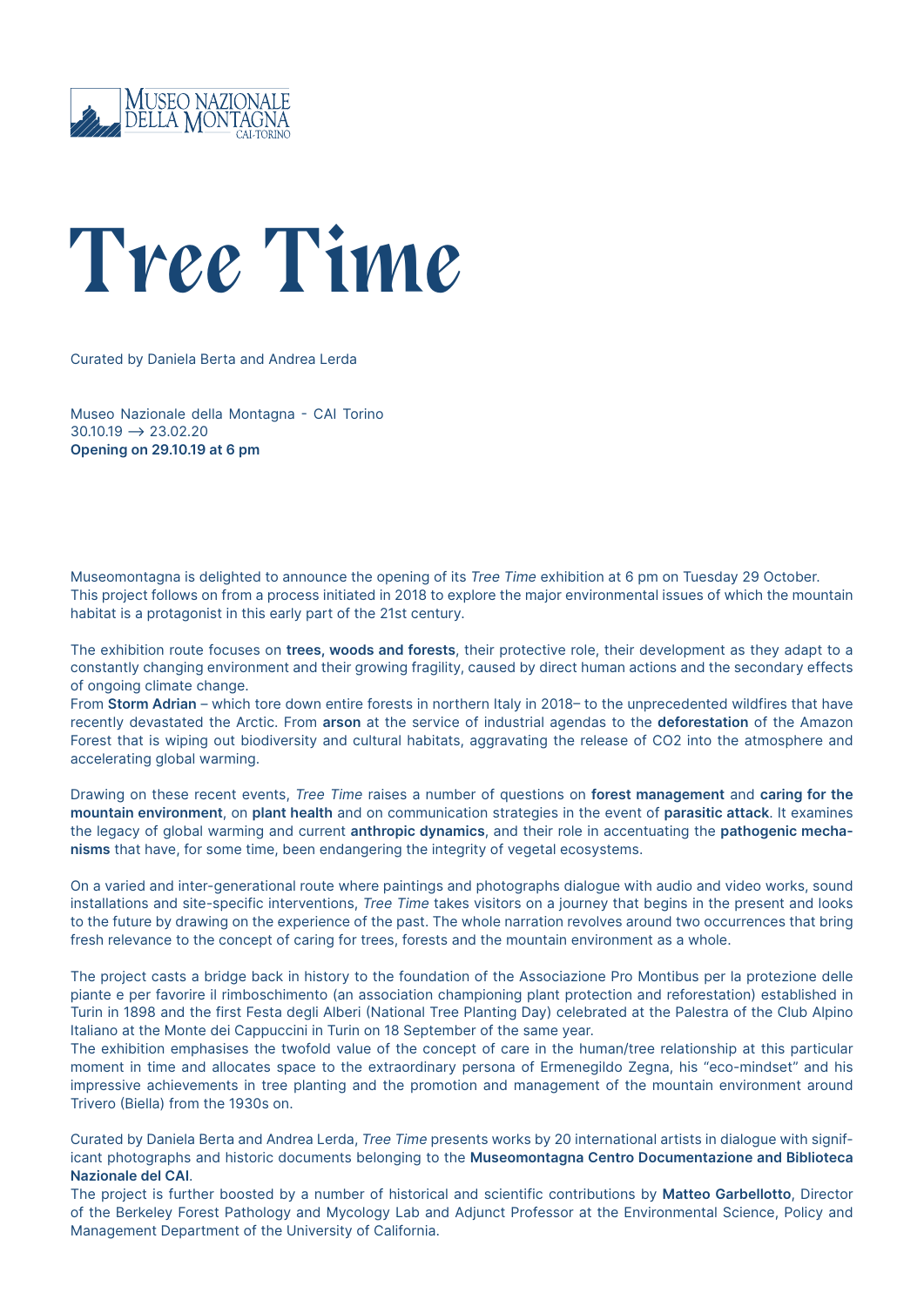MUSEO NAZIONALE DELLA MONTAGNA CAI-TORINO

# Tree Time

Curated by Daniela Berta and Andrea Lerda

Museo Nazionale della Montagna - CAI Torino
30.10.19 ⟶ 23.02.20
**Opening on 29.10.19 at 6 pm**

Museomontagna is delighted to announce the opening of its *Tree Time* exhibition at 6 pm on Tuesday 29 October. This project follows on from a process initiated in 2018 to explore the major environmental issues of which the mountain habitat is a protagonist in this early part of the 21st century.

The exhibition route focuses on **trees, woods and forests**, their protective role, their development as they adapt to a constantly changing environment and their growing fragility, caused by direct human actions and the secondary effects of ongoing climate change.
From **Storm Adrian** – which tore down entire forests in northern Italy in 2018– to the unprecedented wildfires that have recently devastated the Arctic. From **arson** at the service of industrial agendas to the **deforestation** of the Amazon Forest that is wiping out biodiversity and cultural habitats, aggravating the release of $CO_2$ into the atmosphere and accelerating global warming.

Drawing on these recent events, *Tree Time* raises a number of questions on **forest management** and **caring for the mountain environment**, on **plant health** and on communication strategies in the event of **parasitic attack**. It examines the legacy of global warming and current **anthropic dynamics**, and their role in accentuating the **pathogenic mechanisms** that have, for some time, been endangering the integrity of vegetal ecosystems.

On a varied and inter-generational route where paintings and photographs dialogue with audio and video works, sound installations and site-specific interventions, *Tree Time* takes visitors on a journey that begins in the present and looks to the future by drawing on the experience of the past. The whole narration revolves around two occurrences that bring fresh relevance to the concept of caring for trees, forests and the mountain environment as a whole.

The project casts a bridge back in history to the foundation of the Associazione Pro Montibus per la protezione delle piante e per favorire il rimboschimento (an association championing plant protection and reforestation) established in Turin in 1898 and the first Festa degli Alberi (National Tree Planting Day) celebrated at the Palestra of the Club Alpino Italiano at the Monte dei Cappuccini in Turin on 18 September of the same year.
The exhibition emphasises the twofold value of the concept of care in the human/tree relationship at this particular moment in time and allocates space to the extraordinary persona of Ermenegildo Zegna, his "eco-mindset" and his impressive achievements in tree planting and the promotion and management of the mountain environment around Trivero (Biella) from the 1930s on.

Curated by Daniela Berta and Andrea Lerda, *Tree Time* presents works by 20 international artists in dialogue with significant photographs and historic documents belonging to the **Museomontagna Centro Documentazione and Biblioteca Nazionale del CAI**.
The project is further boosted by a number of historical and scientific contributions by **Matteo Garbellotto**, Director of the Berkeley Forest Pathology and Mycology Lab and Adjunct Professor at the Environmental Science, Policy and Management Department of the University of California.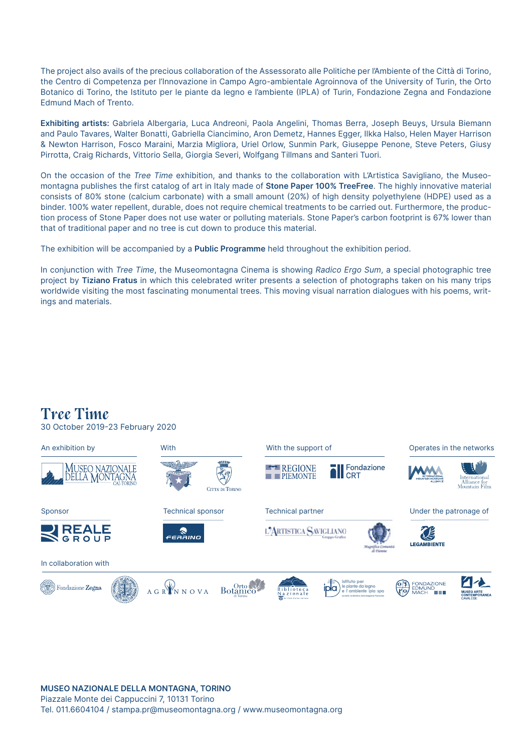The project also avails of the precious collaboration of the Assessorato alle Politiche per l'Ambiente of the Città di Torino, the Centro di Competenza per l'Innovazione in Campo Agro-ambientale Agroinnova of the University of Turin, the Orto Botanico di Torino, the Istituto per le piante da legno e l'ambiente (IPLA) of Turin, Fondazione Zegna and Fondazione Edmund Mach of Trento.

**Exhibiting artists:** Gabriela Albergaria, Luca Andreoni, Paola Angelini, Thomas Berra, Joseph Beuys, Ursula Biemann and Paulo Tavares, Walter Bonatti, Gabriella Ciancimino, Aron Demetz, Hannes Egger, Ilkka Halso, Helen Mayer Harrison & Newton Harrison, Fosco Maraini, Marzia Migliora, Uriel Orlow, Sunmin Park, Giuseppe Penone, Steve Peters, Giusy Pirrotta, Craig Richards, Vittorio Sella, Giorgia Severi, Wolfgang Tillmans and Santeri Tuori.

On the occasion of the *Tree Time* exhibition, and thanks to the collaboration with L'Artistica Savigliano, the Museomontagna publishes the first catalog of art in Italy made of **Stone Paper 100% TreeFree**. The highly innovative material consists of 80% stone (calcium carbonate) with a small amount (20%) of high density polyethylene (HDPE) used as a binder. 100% water repellent, durable, does not require chemical treatments to be carried out. Furthermore, the production process of Stone Paper does not use water or polluting materials. Stone Paper's carbon footprint is 67% lower than that of traditional paper and no tree is cut down to produce this material.

The exhibition will be accompanied by a **Public Programme** held throughout the exhibition period.

In conjunction with *Tree Time*, the Museomontagna Cinema is showing *Radico Ergo Sum*, a special photographic tree project by **Tiziano Fratus** in which this celebrated writer presents a selection of photographs taken on his many trips worldwide visiting the most fascinating monumental trees. This moving visual narration dialogues with his poems, writings and materials.

## Tree Time

30 October 2019-23 February 2020

An exhibition by

MUSEO NAZIONALE DELLA MONTAGNA CAI-TORINO

With

Città di Torino

With the support of

REGIONE PIEMONTE

Fondazione CRT

Operates in the networks

International Mountain Museums Alliance

International Alliance for Mountain Film

Sponsor

REALE GROUP

Technical sponsor

FERRINO

Technical partner

L'ARTISTICA SAVIGLIANO Gruppo Grafico

Magnifica Comunità di Fiemme

Under the patronage of

LEGAMBIENTE

In collaboration with

Fondazione Zegna

AGRINNOVA

Orto Botanico di Torino

Biblioteca Nazionale

ipla istituto per le piante da legno e l'ambiente ipla spa

FONDAZIONE EDMUND MACH

MUSEO ARTE CONTEMPORANEA CAVALESE

**MUSEO NAZIONALE DELLA MONTAGNA, TORINO**
Piazzale Monte dei Cappuccini 7, 10131 Torino
Tel. 011.6604104 / stampa.pr@museomontagna.org / www.museomontagna.org